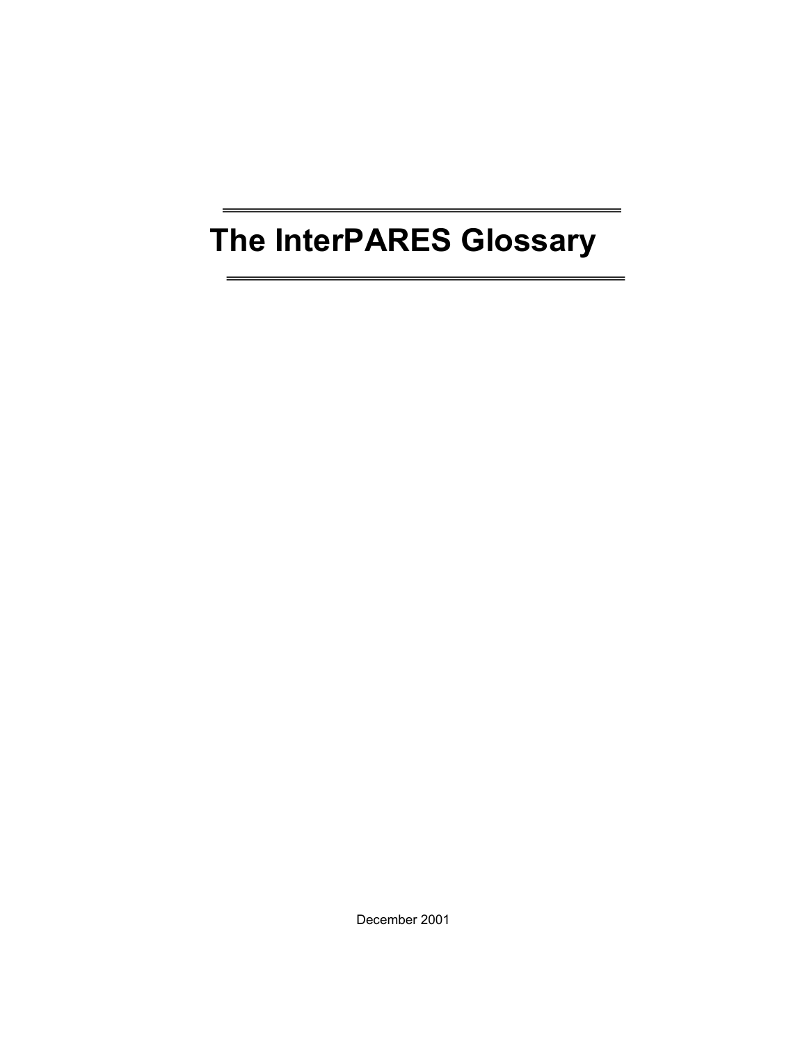# The InterPARES Glossary

December 2001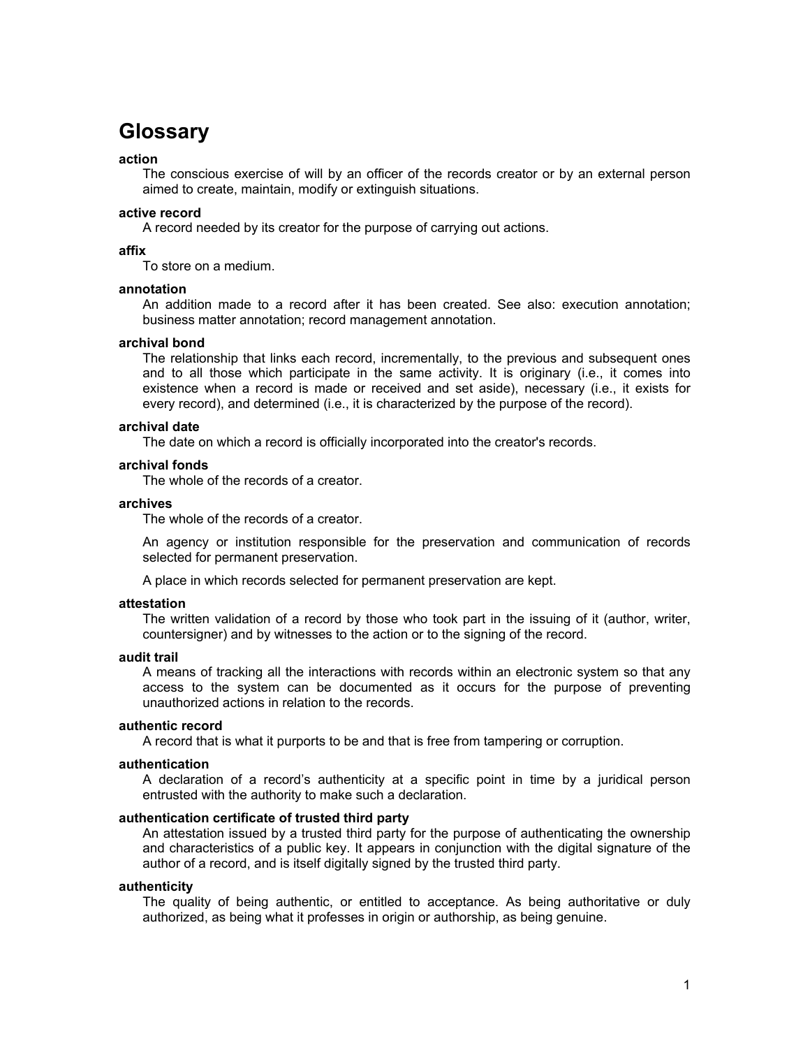# Glossary

**action**
The conscious exercise of will by an officer of the records creator or by an external person aimed to create, maintain, modify or extinguish situations.

**active record**
A record needed by its creator for the purpose of carrying out actions.

**affix**
To store on a medium.

**annotation**
An addition made to a record after it has been created. See also: execution annotation; business matter annotation; record management annotation.

**archival bond**
The relationship that links each record, incrementally, to the previous and subsequent ones and to all those which participate in the same activity. It is originary (i.e., it comes into existence when a record is made or received and set aside), necessary (i.e., it exists for every record), and determined (i.e., it is characterized by the purpose of the record).

**archival date**
The date on which a record is officially incorporated into the creator's records.

**archival fonds**
The whole of the records of a creator.

**archives**
The whole of the records of a creator.

An agency or institution responsible for the preservation and communication of records selected for permanent preservation.

A place in which records selected for permanent preservation are kept.

**attestation**
The written validation of a record by those who took part in the issuing of it (author, writer, countersigner) and by witnesses to the action or to the signing of the record.

**audit trail**
A means of tracking all the interactions with records within an electronic system so that any access to the system can be documented as it occurs for the purpose of preventing unauthorized actions in relation to the records.

**authentic record**
A record that is what it purports to be and that is free from tampering or corruption.

**authentication**
A declaration of a record's authenticity at a specific point in time by a juridical person entrusted with the authority to make such a declaration.

**authentication certificate of trusted third party**
An attestation issued by a trusted third party for the purpose of authenticating the ownership and characteristics of a public key. It appears in conjunction with the digital signature of the author of a record, and is itself digitally signed by the trusted third party.

**authenticity**
The quality of being authentic, or entitled to acceptance. As being authoritative or duly authorized, as being what it professes in origin or authorship, as being genuine.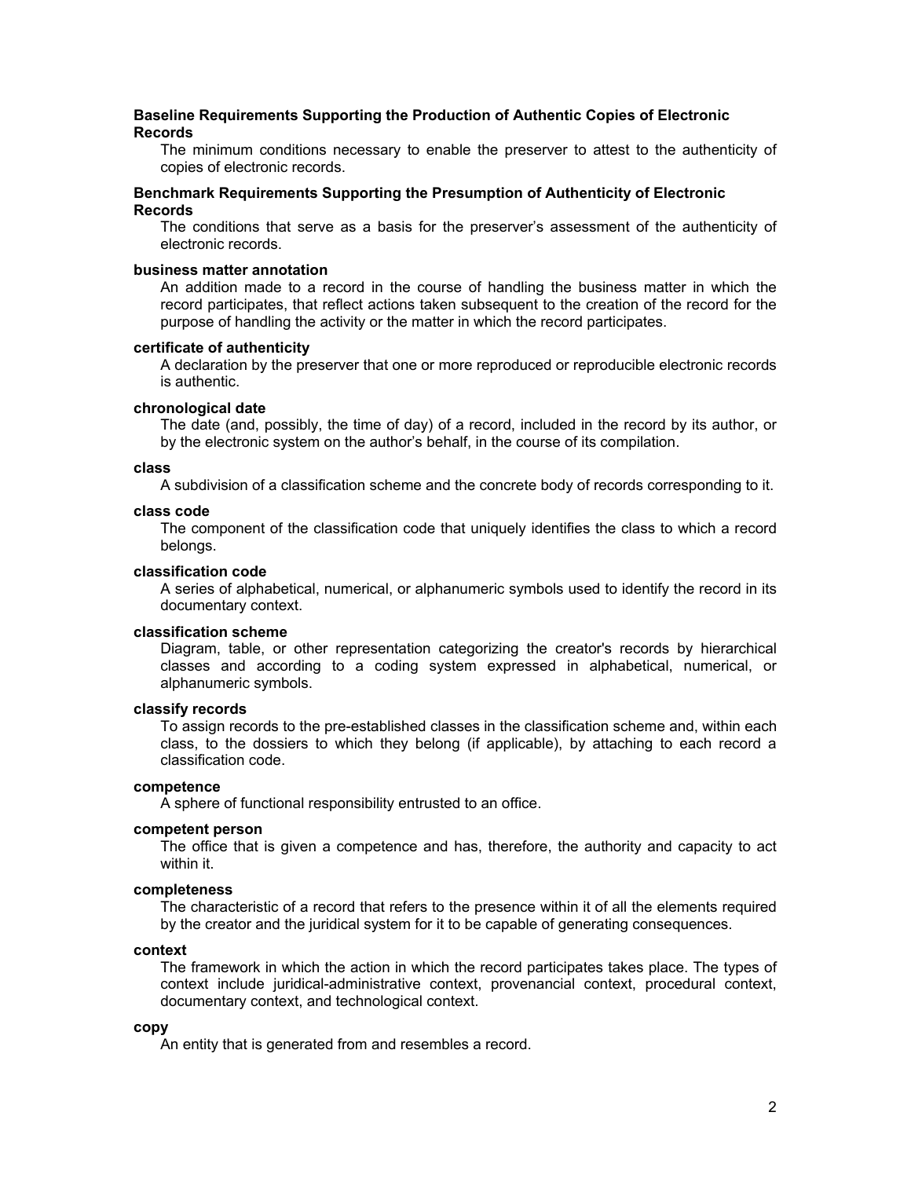**Baseline Requirements Supporting the Production of Authentic Copies of Electronic Records**

The minimum conditions necessary to enable the preserver to attest to the authenticity of copies of electronic records.

**Benchmark Requirements Supporting the Presumption of Authenticity of Electronic Records**

The conditions that serve as a basis for the preserver's assessment of the authenticity of electronic records.

**business matter annotation**

An addition made to a record in the course of handling the business matter in which the record participates, that reflect actions taken subsequent to the creation of the record for the purpose of handling the activity or the matter in which the record participates.

**certificate of authenticity**

A declaration by the preserver that one or more reproduced or reproducible electronic records is authentic.

**chronological date**

The date (and, possibly, the time of day) of a record, included in the record by its author, or by the electronic system on the author's behalf, in the course of its compilation.

**class**

A subdivision of a classification scheme and the concrete body of records corresponding to it.

**class code**

The component of the classification code that uniquely identifies the class to which a record belongs.

**classification code**

A series of alphabetical, numerical, or alphanumeric symbols used to identify the record in its documentary context.

**classification scheme**

Diagram, table, or other representation categorizing the creator's records by hierarchical classes and according to a coding system expressed in alphabetical, numerical, or alphanumeric symbols.

**classify records**

To assign records to the pre-established classes in the classification scheme and, within each class, to the dossiers to which they belong (if applicable), by attaching to each record a classification code.

**competence**

A sphere of functional responsibility entrusted to an office.

**competent person**

The office that is given a competence and has, therefore, the authority and capacity to act within it.

**completeness**

The characteristic of a record that refers to the presence within it of all the elements required by the creator and the juridical system for it to be capable of generating consequences.

**context**

The framework in which the action in which the record participates takes place. The types of context include juridical-administrative context, provenancial context, procedural context, documentary context, and technological context.

**copy**

An entity that is generated from and resembles a record.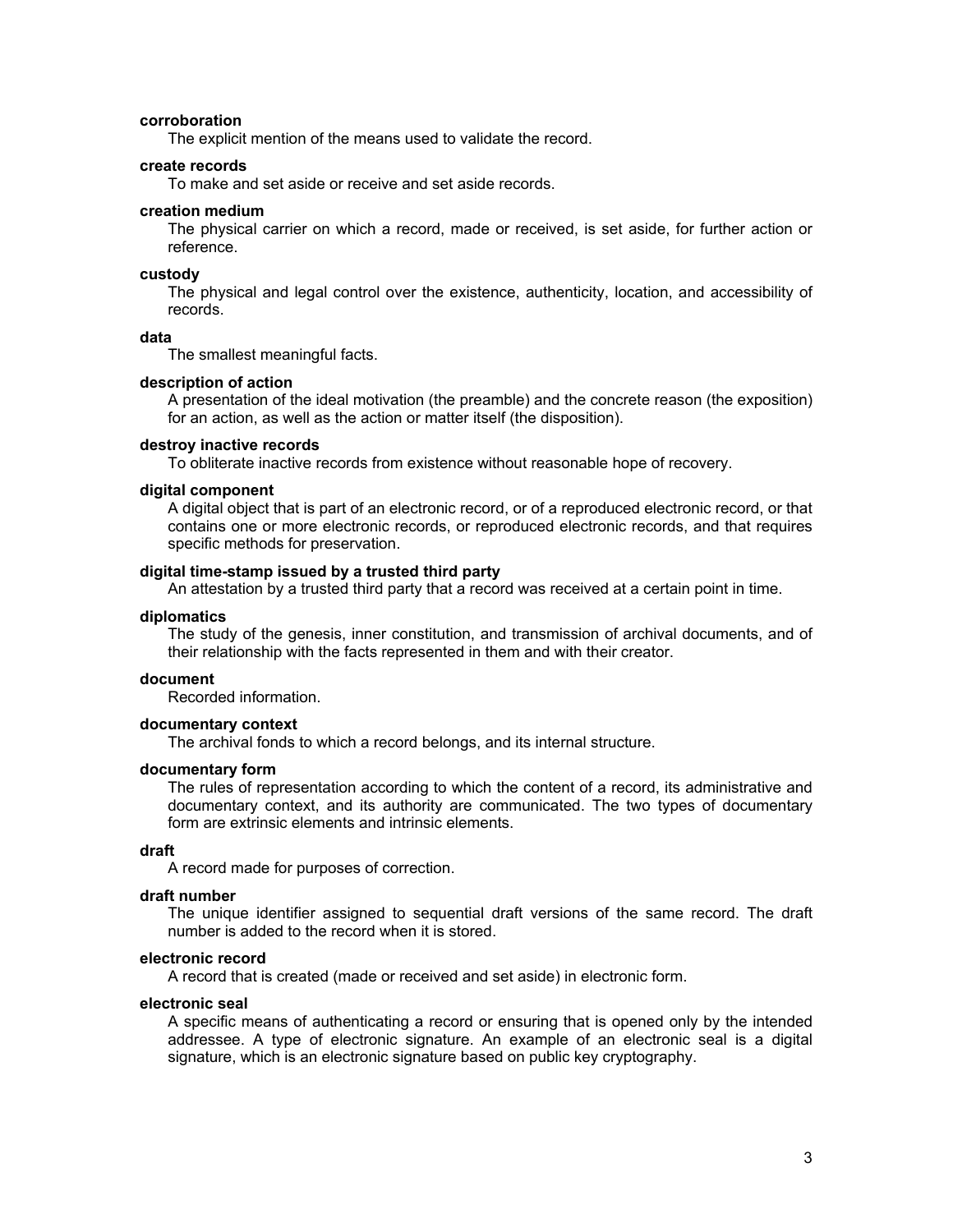**corroboration**
The explicit mention of the means used to validate the record.

**create records**
To make and set aside or receive and set aside records.

**creation medium**
The physical carrier on which a record, made or received, is set aside, for further action or reference.

**custody**
The physical and legal control over the existence, authenticity, location, and accessibility of records.

**data**
The smallest meaningful facts.

**description of action**
A presentation of the ideal motivation (the preamble) and the concrete reason (the exposition) for an action, as well as the action or matter itself (the disposition).

**destroy inactive records**
To obliterate inactive records from existence without reasonable hope of recovery.

**digital component**
A digital object that is part of an electronic record, or of a reproduced electronic record, or that contains one or more electronic records, or reproduced electronic records, and that requires specific methods for preservation.

**digital time-stamp issued by a trusted third party**
An attestation by a trusted third party that a record was received at a certain point in time.

**diplomatics**
The study of the genesis, inner constitution, and transmission of archival documents, and of their relationship with the facts represented in them and with their creator.

**document**
Recorded information.

**documentary context**
The archival fonds to which a record belongs, and its internal structure.

**documentary form**
The rules of representation according to which the content of a record, its administrative and documentary context, and its authority are communicated. The two types of documentary form are extrinsic elements and intrinsic elements.

**draft**
A record made for purposes of correction.

**draft number**
The unique identifier assigned to sequential draft versions of the same record. The draft number is added to the record when it is stored.

**electronic record**
A record that is created (made or received and set aside) in electronic form.

**electronic seal**
A specific means of authenticating a record or ensuring that is opened only by the intended addressee. A type of electronic signature. An example of an electronic seal is a digital signature, which is an electronic signature based on public key cryptography.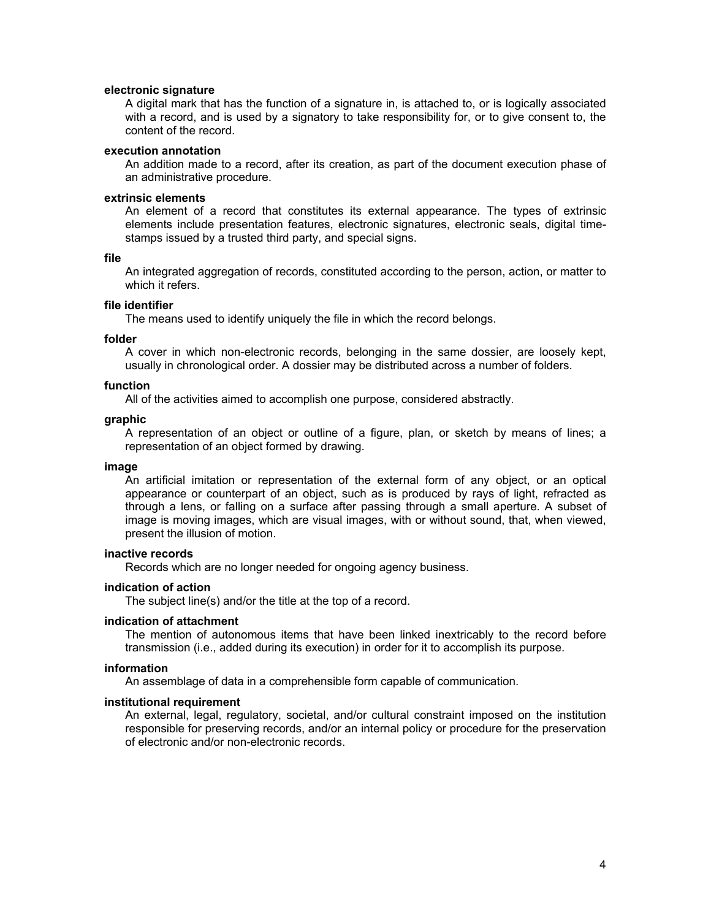**electronic signature**

A digital mark that has the function of a signature in, is attached to, or is logically associated with a record, and is used by a signatory to take responsibility for, or to give consent to, the content of the record.

**execution annotation**

An addition made to a record, after its creation, as part of the document execution phase of an administrative procedure.

**extrinsic elements**

An element of a record that constitutes its external appearance. The types of extrinsic elements include presentation features, electronic signatures, electronic seals, digital time-stamps issued by a trusted third party, and special signs.

**file**

An integrated aggregation of records, constituted according to the person, action, or matter to which it refers.

**file identifier**

The means used to identify uniquely the file in which the record belongs.

**folder**

A cover in which non-electronic records, belonging in the same dossier, are loosely kept, usually in chronological order. A dossier may be distributed across a number of folders.

**function**

All of the activities aimed to accomplish one purpose, considered abstractly.

**graphic**

A representation of an object or outline of a figure, plan, or sketch by means of lines; a representation of an object formed by drawing.

**image**

An artificial imitation or representation of the external form of any object, or an optical appearance or counterpart of an object, such as is produced by rays of light, refracted as through a lens, or falling on a surface after passing through a small aperture. A subset of image is moving images, which are visual images, with or without sound, that, when viewed, present the illusion of motion.

**inactive records**

Records which are no longer needed for ongoing agency business.

**indication of action**

The subject line(s) and/or the title at the top of a record.

**indication of attachment**

The mention of autonomous items that have been linked inextricably to the record before transmission (i.e., added during its execution) in order for it to accomplish its purpose.

**information**

An assemblage of data in a comprehensible form capable of communication.

**institutional requirement**

An external, legal, regulatory, societal, and/or cultural constraint imposed on the institution responsible for preserving records, and/or an internal policy or procedure for the preservation of electronic and/or non-electronic records.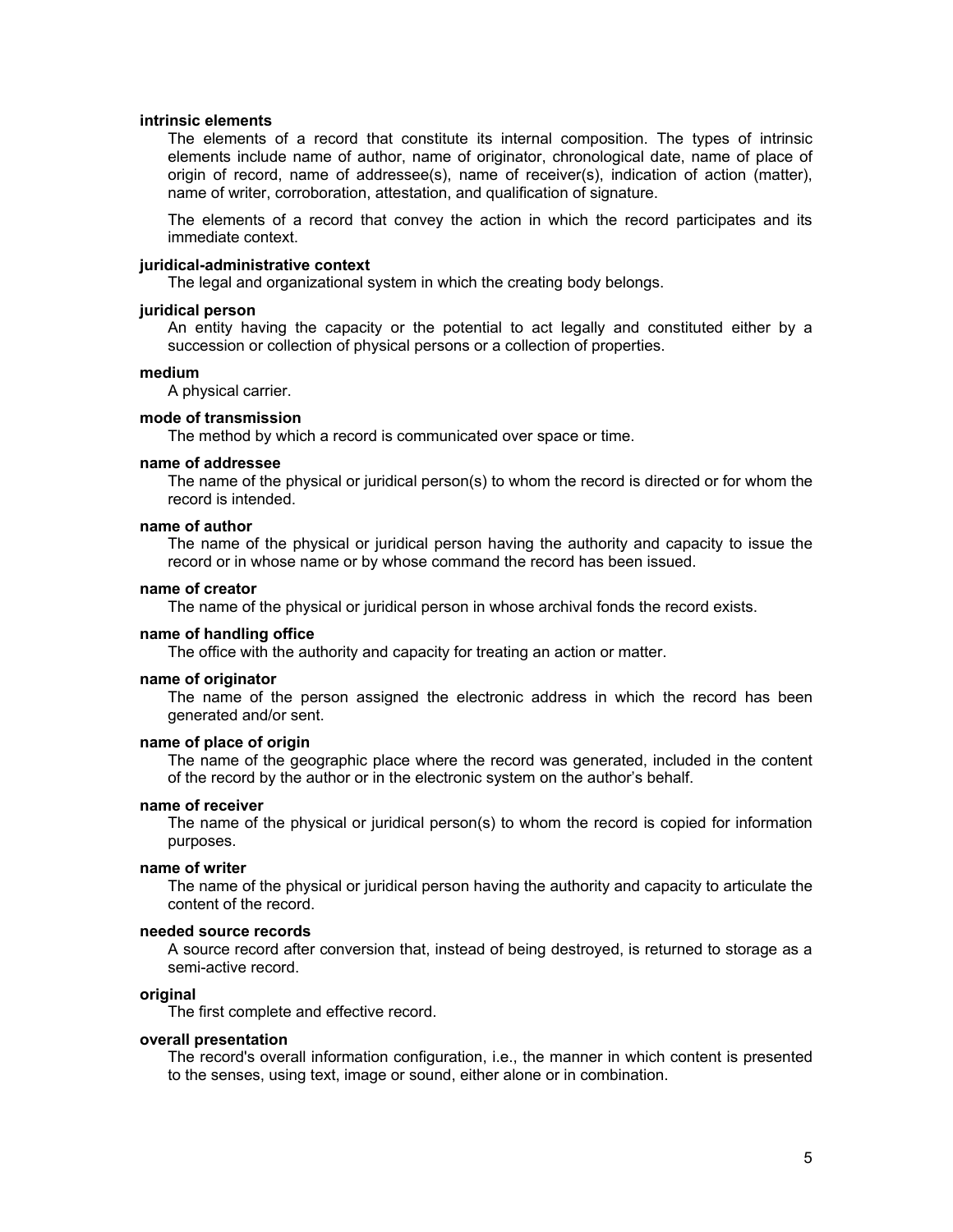**intrinsic elements**

The elements of a record that constitute its internal composition. The types of intrinsic elements include name of author, name of originator, chronological date, name of place of origin of record, name of addressee(s), name of receiver(s), indication of action (matter), name of writer, corroboration, attestation, and qualification of signature.

The elements of a record that convey the action in which the record participates and its immediate context.

**juridical-administrative context**

The legal and organizational system in which the creating body belongs.

**juridical person**

An entity having the capacity or the potential to act legally and constituted either by a succession or collection of physical persons or a collection of properties.

**medium**

A physical carrier.

**mode of transmission**

The method by which a record is communicated over space or time.

**name of addressee**

The name of the physical or juridical person(s) to whom the record is directed or for whom the record is intended.

**name of author**

The name of the physical or juridical person having the authority and capacity to issue the record or in whose name or by whose command the record has been issued.

**name of creator**

The name of the physical or juridical person in whose archival fonds the record exists.

**name of handling office**

The office with the authority and capacity for treating an action or matter.

**name of originator**

The name of the person assigned the electronic address in which the record has been generated and/or sent.

**name of place of origin**

The name of the geographic place where the record was generated, included in the content of the record by the author or in the electronic system on the author's behalf.

**name of receiver**

The name of the physical or juridical person(s) to whom the record is copied for information purposes.

**name of writer**

The name of the physical or juridical person having the authority and capacity to articulate the content of the record.

**needed source records**

A source record after conversion that, instead of being destroyed, is returned to storage as a semi-active record.

**original**

The first complete and effective record.

**overall presentation**

The record's overall information configuration, i.e., the manner in which content is presented to the senses, using text, image or sound, either alone or in combination.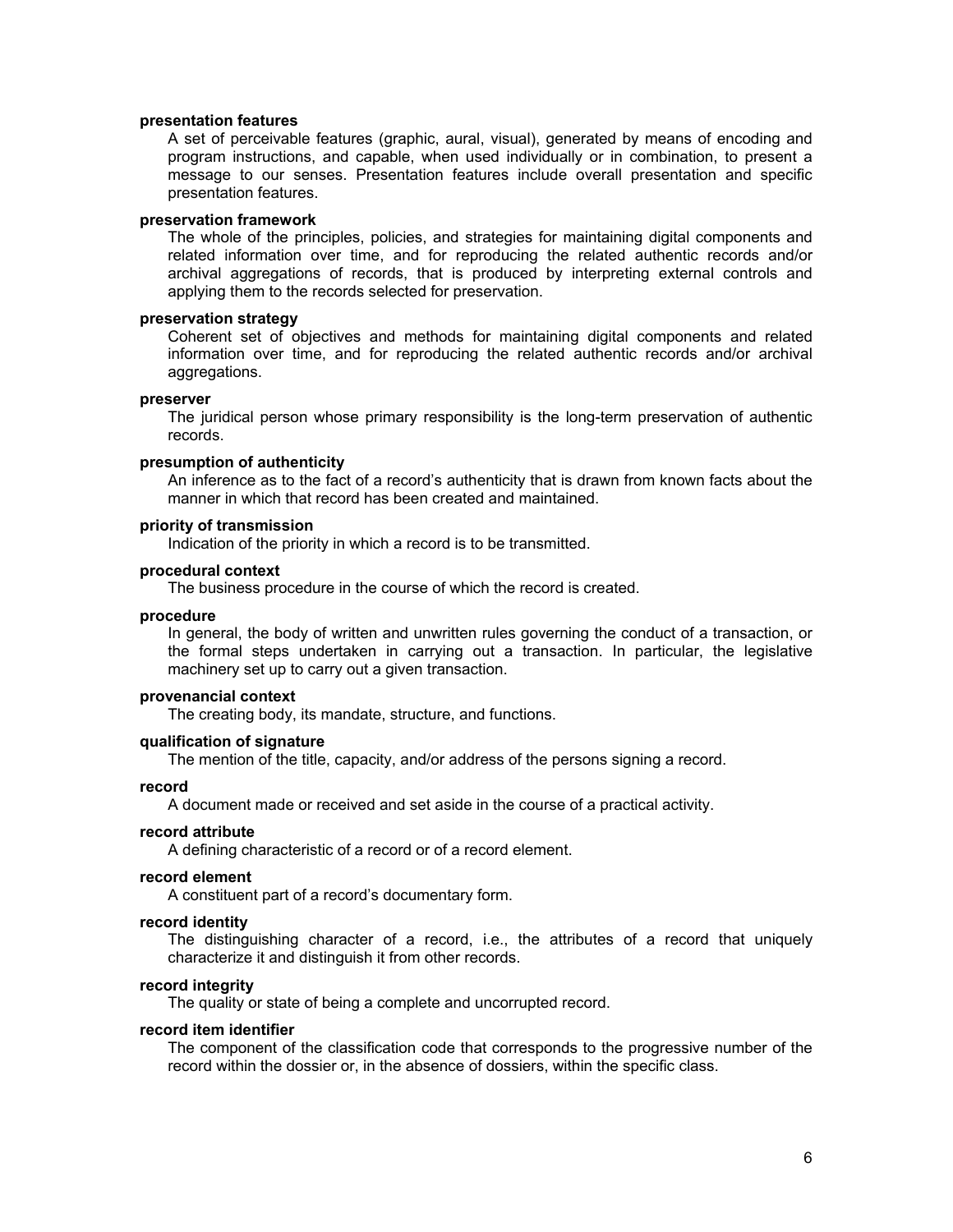**presentation features**

A set of perceivable features (graphic, aural, visual), generated by means of encoding and program instructions, and capable, when used individually or in combination, to present a message to our senses. Presentation features include overall presentation and specific presentation features.

**preservation framework**

The whole of the principles, policies, and strategies for maintaining digital components and related information over time, and for reproducing the related authentic records and/or archival aggregations of records, that is produced by interpreting external controls and applying them to the records selected for preservation.

**preservation strategy**

Coherent set of objectives and methods for maintaining digital components and related information over time, and for reproducing the related authentic records and/or archival aggregations.

**preserver**

The juridical person whose primary responsibility is the long-term preservation of authentic records.

**presumption of authenticity**

An inference as to the fact of a record's authenticity that is drawn from known facts about the manner in which that record has been created and maintained.

**priority of transmission**

Indication of the priority in which a record is to be transmitted.

**procedural context**

The business procedure in the course of which the record is created.

**procedure**

In general, the body of written and unwritten rules governing the conduct of a transaction, or the formal steps undertaken in carrying out a transaction. In particular, the legislative machinery set up to carry out a given transaction.

**provenancial context**

The creating body, its mandate, structure, and functions.

**qualification of signature**

The mention of the title, capacity, and/or address of the persons signing a record.

**record**

A document made or received and set aside in the course of a practical activity.

**record attribute**

A defining characteristic of a record or of a record element.

**record element**

A constituent part of a record's documentary form.

**record identity**

The distinguishing character of a record, i.e., the attributes of a record that uniquely characterize it and distinguish it from other records.

**record integrity**

The quality or state of being a complete and uncorrupted record.

**record item identifier**

The component of the classification code that corresponds to the progressive number of the record within the dossier or, in the absence of dossiers, within the specific class.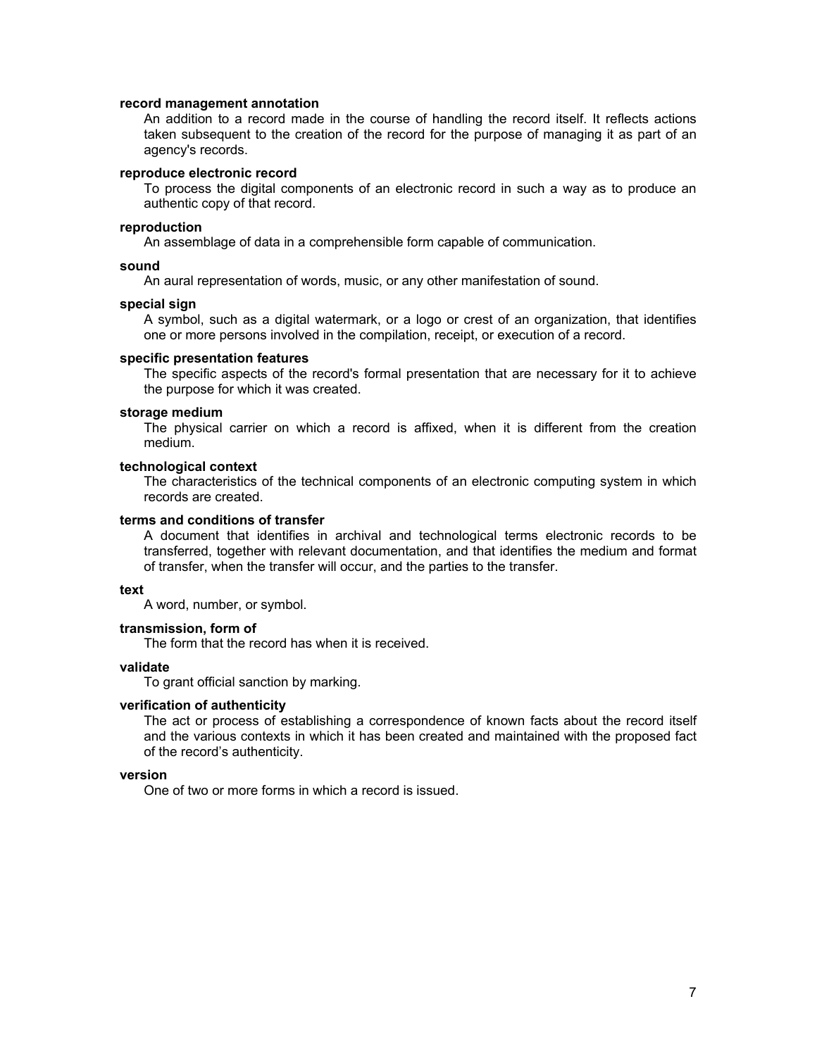**record management annotation**
An addition to a record made in the course of handling the record itself. It reflects actions taken subsequent to the creation of the record for the purpose of managing it as part of an agency's records.

**reproduce electronic record**
To process the digital components of an electronic record in such a way as to produce an authentic copy of that record.

**reproduction**
An assemblage of data in a comprehensible form capable of communication.

**sound**
An aural representation of words, music, or any other manifestation of sound.

**special sign**
A symbol, such as a digital watermark, or a logo or crest of an organization, that identifies one or more persons involved in the compilation, receipt, or execution of a record.

**specific presentation features**
The specific aspects of the record's formal presentation that are necessary for it to achieve the purpose for which it was created.

**storage medium**
The physical carrier on which a record is affixed, when it is different from the creation medium.

**technological context**
The characteristics of the technical components of an electronic computing system in which records are created.

**terms and conditions of transfer**
A document that identifies in archival and technological terms electronic records to be transferred, together with relevant documentation, and that identifies the medium and format of transfer, when the transfer will occur, and the parties to the transfer.

**text**
A word, number, or symbol.

**transmission, form of**
The form that the record has when it is received.

**validate**
To grant official sanction by marking.

**verification of authenticity**
The act or process of establishing a correspondence of known facts about the record itself and the various contexts in which it has been created and maintained with the proposed fact of the record's authenticity.

**version**
One of two or more forms in which a record is issued.